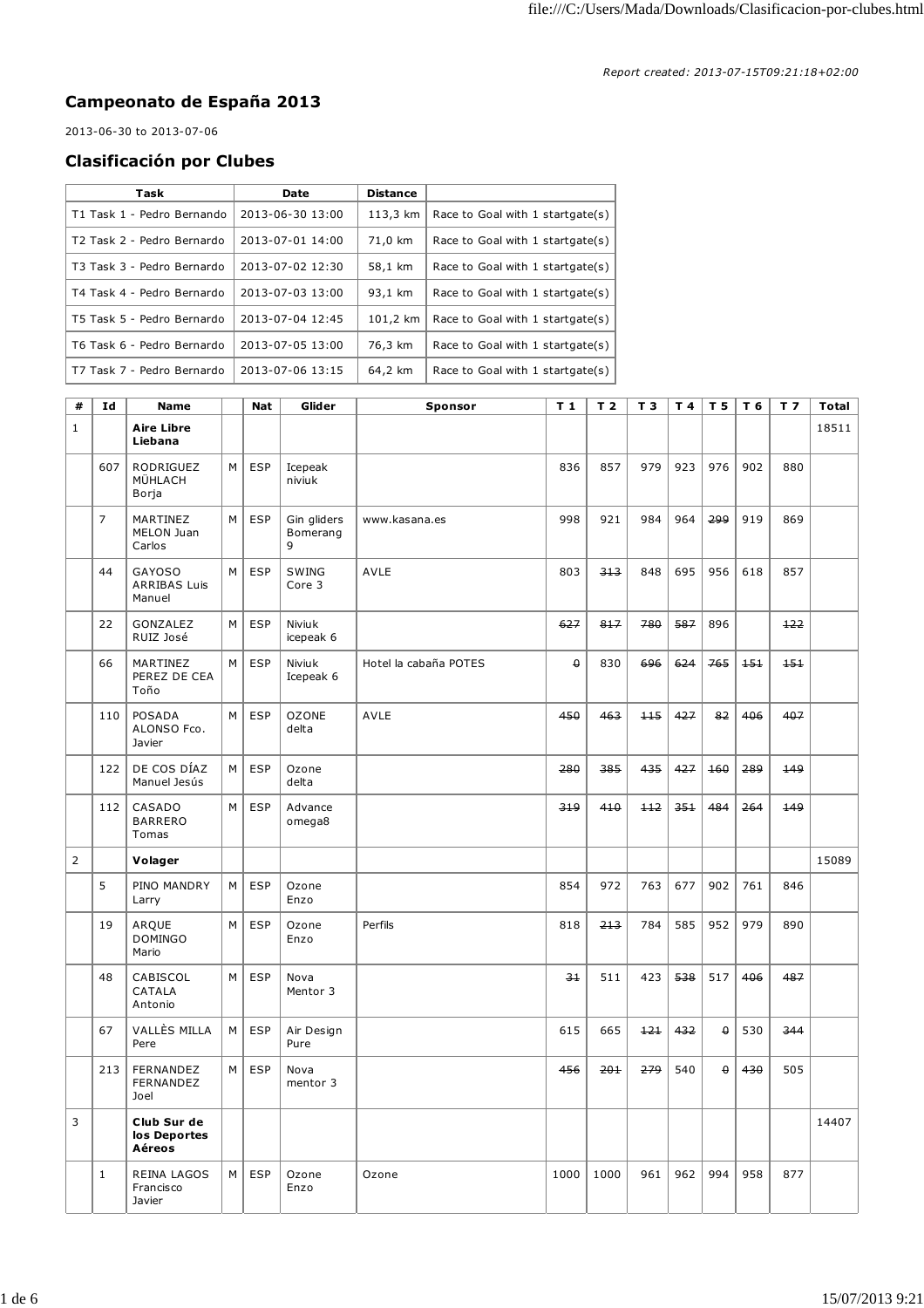*Report created: 2013-07-15T09:21:18+02:00*

## Campeonato de España 2013

2013-06-30 to 2013-07-06

## Clasificación por Clubes

| Task | Date | Distance | |
|---|---|---|---|
| T1 Task 1 - Pedro Bernando | 2013-06-30 13:00 | 113,3 km | Race to Goal with 1 startgate(s) |
| T2 Task 2 - Pedro Bernardo | 2013-07-01 14:00 | 71,0 km | Race to Goal with 1 startgate(s) |
| T3 Task 3 - Pedro Bernardo | 2013-07-02 12:30 | 58,1 km | Race to Goal with 1 startgate(s) |
| T4 Task 4 - Pedro Bernardo | 2013-07-03 13:00 | 93,1 km | Race to Goal with 1 startgate(s) |
| T5 Task 5 - Pedro Bernardo | 2013-07-04 12:45 | 101,2 km | Race to Goal with 1 startgate(s) |
| T6 Task 6 - Pedro Bernardo | 2013-07-05 13:00 | 76,3 km | Race to Goal with 1 startgate(s) |
| T7 Task 7 - Pedro Bernardo | 2013-07-06 13:15 | 64,2 km | Race to Goal with 1 startgate(s) |

| # | Id | Name | | Nat | Glider | Sponsor | T 1 | T 2 | T 3 | T 4 | T 5 | T 6 | T 7 | Total |
|---|---|---|---|---|---|---|---|---|---|---|---|---|---|---|
| 1 | | **Aire Libre Liebana** | | | | | | | | | | | | 18511 |
| | 607 | RODRIGUEZ MÜHLACH Borja | M | ESP | Icepeak niviuk | | 836 | 857 | 979 | 923 | 976 | 902 | 880 | |
| | 7 | MARTINEZ MELON Juan Carlos | M | ESP | Gin gliders Bomerang 9 | www.kasana.es | 998 | 921 | 984 | 964 | ~~299~~ | 919 | 869 | |
| | 44 | GAYOSO ARRIBAS Luis Manuel | M | ESP | SWING Core 3 | AVLE | 803 | ~~313~~ | 848 | 695 | 956 | 618 | 857 | |
| | 22 | GONZALEZ RUIZ José | M | ESP | Niviuk icepeak 6 | | ~~627~~ | ~~817~~ | ~~780~~ | ~~587~~ | 896 | | ~~122~~ | |
| | 66 | MARTINEZ PEREZ DE CEA Toño | M | ESP | Niviuk Icepeak 6 | Hotel la cabaña POTES | ~~0~~ | 830 | ~~696~~ | ~~624~~ | ~~765~~ | ~~151~~ | ~~151~~ | |
| | 110 | POSADA ALONSO Fco. Javier | M | ESP | OZONE delta | AVLE | ~~450~~ | ~~463~~ | ~~115~~ | ~~427~~ | ~~82~~ | ~~406~~ | ~~407~~ | |
| | 122 | DE COS DÍAZ Manuel Jesús | M | ESP | Ozone delta | | ~~280~~ | ~~385~~ | ~~435~~ | ~~427~~ | ~~160~~ | ~~289~~ | ~~149~~ | |
| | 112 | CASADO BARRERO Tomas | M | ESP | Advance omega8 | | ~~319~~ | ~~410~~ | ~~112~~ | ~~351~~ | ~~484~~ | ~~264~~ | ~~149~~ | |
| 2 | | **Volager** | | | | | | | | | | | | 15089 |
| | 5 | PINO MANDRY Larry | M | ESP | Ozone Enzo | | 854 | 972 | 763 | 677 | 902 | 761 | 846 | |
| | 19 | ARQUE DOMINGO Mario | M | ESP | Ozone Enzo | Perfils | 818 | ~~213~~ | 784 | 585 | 952 | 979 | 890 | |
| | 48 | CABISCOL CATALA Antonio | M | ESP | Nova Mentor 3 | | ~~31~~ | 511 | 423 | ~~538~~ | 517 | ~~406~~ | ~~487~~ | |
| | 67 | VALLÈS MILLA Pere | M | ESP | Air Design Pure | | 615 | 665 | ~~121~~ | ~~432~~ | ~~0~~ | 530 | ~~344~~ | |
| | 213 | FERNANDEZ FERNANDEZ Joel | M | ESP | Nova mentor 3 | | ~~456~~ | ~~201~~ | ~~279~~ | 540 | ~~0~~ | ~~430~~ | 505 | |
| 3 | | **Club Sur de los Deportes Aéreos** | | | | | | | | | | | | 14407 |
| | 1 | REINA LAGOS Francisco Javier | M | ESP | Ozone Enzo | Ozone | 1000 | 1000 | 961 | 962 | 994 | 958 | 877 | |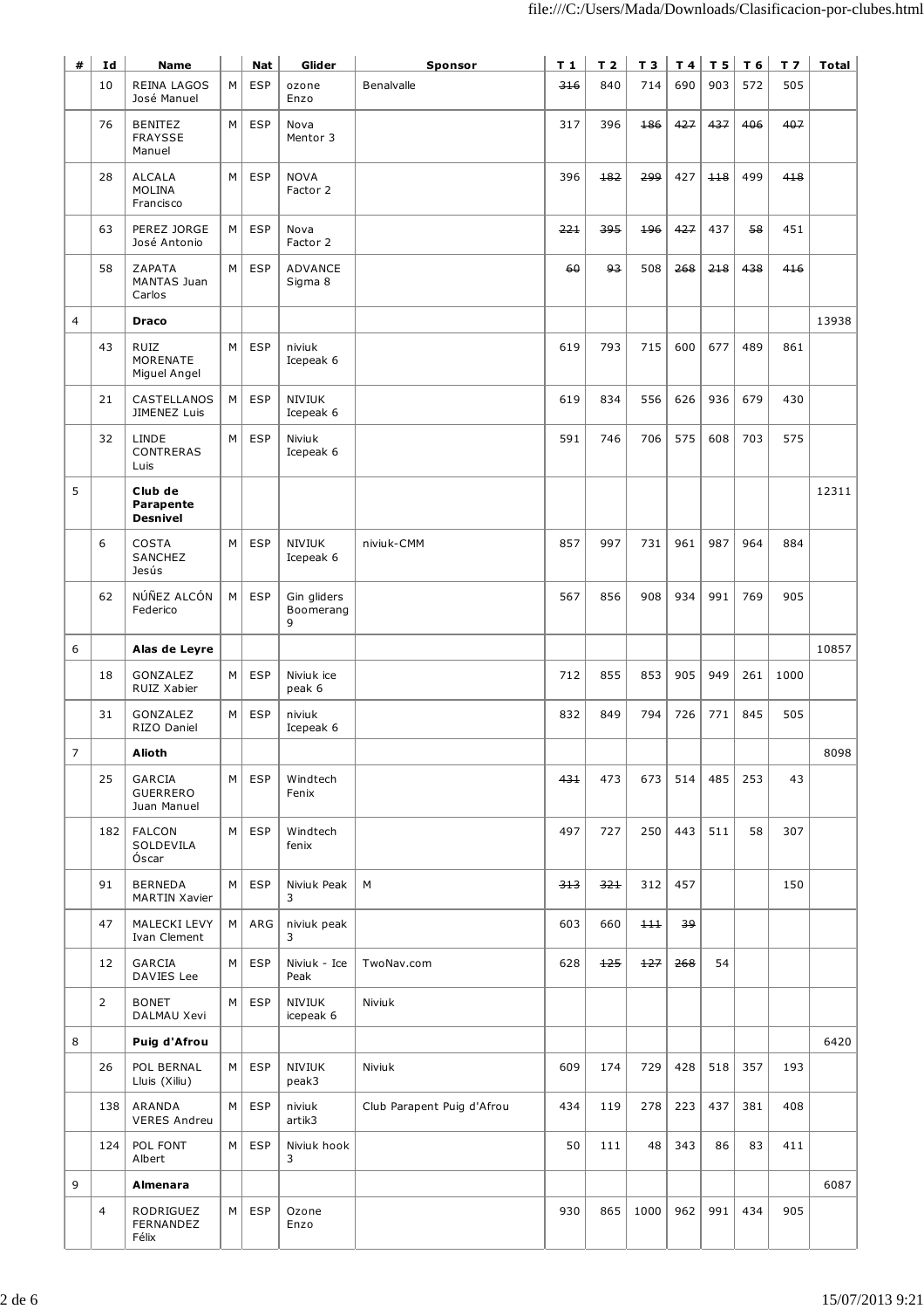| # | Id | Name | | Nat | Glider | Sponsor | T 1 | T 2 | T 3 | T 4 | T 5 | T 6 | T 7 | Total |
|---|---|---|---|---|---|---|---|---|---|---|---|---|---|---|
| | 10 | REINA LAGOS José Manuel | M | ESP | ozone Enzo | Benalvalle | ~~316~~ | 840 | 714 | 690 | 903 | 572 | 505 | |
| | 76 | BENITEZ FRAYSSE Manuel | M | ESP | Nova Mentor 3 | | 317 | 396 | ~~186~~ | ~~427~~ | ~~437~~ | ~~406~~ | ~~407~~ | |
| | 28 | ALCALA MOLINA Francisco | M | ESP | NOVA Factor 2 | | 396 | ~~182~~ | ~~299~~ | 427 | ~~118~~ | 499 | ~~418~~ | |
| | 63 | PEREZ JORGE José Antonio | M | ESP | Nova Factor 2 | | ~~221~~ | ~~395~~ | ~~196~~ | ~~427~~ | 437 | ~~58~~ | 451 | |
| | 58 | ZAPATA MANTAS Juan Carlos | M | ESP | ADVANCE Sigma 8 | | ~~60~~ | ~~93~~ | 508 | ~~268~~ | ~~218~~ | ~~438~~ | ~~416~~ | |
| 4 | | **Draco** | | | | | | | | | | | | 13938 |
| | 43 | RUIZ MORENATE Miguel Angel | M | ESP | niviuk Icepeak 6 | | 619 | 793 | 715 | 600 | 677 | 489 | 861 | |
| | 21 | CASTELLANOS JIMENEZ Luis | M | ESP | NIVIUK Icepeak 6 | | 619 | 834 | 556 | 626 | 936 | 679 | 430 | |
| | 32 | LINDE CONTRERAS Luis | M | ESP | Niviuk Icepeak 6 | | 591 | 746 | 706 | 575 | 608 | 703 | 575 | |
| 5 | | **Club de Parapente Desnivel** | | | | | | | | | | | | 12311 |
| | 6 | COSTA SANCHEZ Jesús | M | ESP | NIVIUK Icepeak 6 | niviuk-CMM | 857 | 997 | 731 | 961 | 987 | 964 | 884 | |
| | 62 | NÚÑEZ ALCÓN Federico | M | ESP | Gin gliders Boomerang 9 | | 567 | 856 | 908 | 934 | 991 | 769 | 905 | |
| 6 | | **Alas de Leyre** | | | | | | | | | | | | 10857 |
| | 18 | GONZALEZ RUIZ Xabier | M | ESP | Niviuk ice peak 6 | | 712 | 855 | 853 | 905 | 949 | 261 | 1000 | |
| | 31 | GONZALEZ RIZO Daniel | M | ESP | niviuk Icepeak 6 | | 832 | 849 | 794 | 726 | 771 | 845 | 505 | |
| 7 | | **Alioth** | | | | | | | | | | | | 8098 |
| | 25 | GARCIA GUERRERO Juan Manuel | M | ESP | Windtech Fenix | | ~~431~~ | 473 | 673 | 514 | 485 | 253 | 43 | |
| | 182 | FALCON SOLDEVILA Óscar | M | ESP | Windtech fenix | | 497 | 727 | 250 | 443 | 511 | 58 | 307 | |
| | 91 | BERNEDA MARTIN Xavier | M | ESP | Niviuk Peak 3 | M | ~~313~~ | ~~321~~ | 312 | 457 | | | 150 | |
| | 47 | MALECKI LEVY Ivan Clement | M | ARG | niviuk peak 3 | | 603 | 660 | ~~111~~ | ~~39~~ | | | | |
| | 12 | GARCIA DAVIES Lee | M | ESP | Niviuk - Ice Peak | TwoNav.com | 628 | ~~125~~ | ~~127~~ | ~~268~~ | 54 | | | |
| | 2 | BONET DALMAU Xevi | M | ESP | NIVIUK icepeak 6 | Niviuk | | | | | | | | |
| 8 | | **Puig d'Afrou** | | | | | | | | | | | | 6420 |
| | 26 | POL BERNAL Lluis (Xiliu) | M | ESP | NIVIUK peak3 | Niviuk | 609 | 174 | 729 | 428 | 518 | 357 | 193 | |
| | 138 | ARANDA VERES Andreu | M | ESP | niviuk artik3 | Club Parapent Puig d'Afrou | 434 | 119 | 278 | 223 | 437 | 381 | 408 | |
| | 124 | POL FONT Albert | M | ESP | Niviuk hook 3 | | 50 | 111 | 48 | 343 | 86 | 83 | 411 | |
| 9 | | **Almenara** | | | | | | | | | | | | 6087 |
| | 4 | RODRIGUEZ FERNANDEZ Félix | M | ESP | Ozone Enzo | | 930 | 865 | 1000 | 962 | 991 | 434 | 905 | |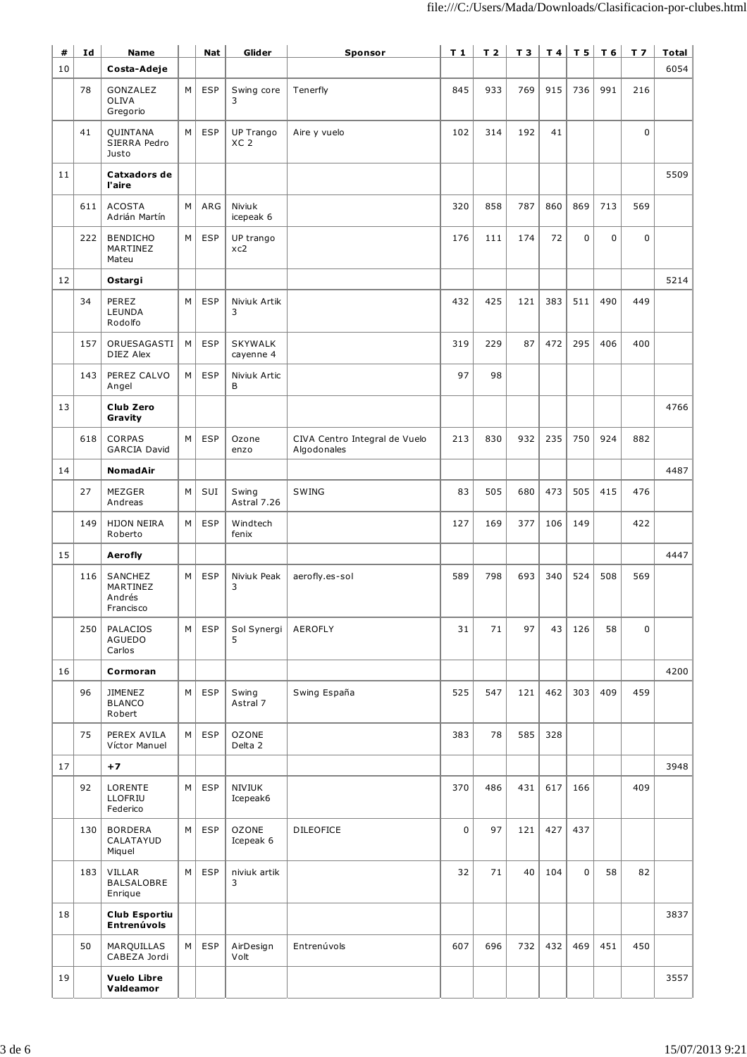| # | Id | Name | | Nat | Glider | Sponsor | T 1 | T 2 | T 3 | T 4 | T 5 | T 6 | T 7 | Total |
|---|---|---|---|---|---|---|---|---|---|---|---|---|---|---|
| 10 | | **Costa-Adeje** | | | | | | | | | | | | 6054 |
| | 78 | GONZALEZ OLIVA Gregorio | M | ESP | Swing core 3 | Tenerfly | 845 | 933 | 769 | 915 | 736 | 991 | 216 | |
| | 41 | QUINTANA SIERRA Pedro Justo | M | ESP | UP Trango XC 2 | Aire y vuelo | 102 | 314 | 192 | 41 | | | 0 | |
| 11 | | **Catxadors de l'aire** | | | | | | | | | | | | 5509 |
| | 611 | ACOSTA Adrián Martín | M | ARG | Niviuk icepeak 6 | | 320 | 858 | 787 | 860 | 869 | 713 | 569 | |
| | 222 | BENDICHO MARTINEZ Mateu | M | ESP | UP trango xc2 | | 176 | 111 | 174 | 72 | 0 | 0 | 0 | |
| 12 | | **Ostargi** | | | | | | | | | | | | 5214 |
| | 34 | PEREZ LEUNDA Rodolfo | M | ESP | Niviuk Artik 3 | | 432 | 425 | 121 | 383 | 511 | 490 | 449 | |
| | 157 | ORUESAGASTI DIEZ Alex | M | ESP | SKYWALK cayenne 4 | | 319 | 229 | 87 | 472 | 295 | 406 | 400 | |
| | 143 | PEREZ CALVO Angel | M | ESP | Niviuk Artic B | | 97 | 98 | | | | | | |
| 13 | | **Club Zero Gravity** | | | | | | | | | | | | 4766 |
| | 618 | CORPAS GARCIA David | M | ESP | Ozone enzo | CIVA Centro Integral de Vuelo Algodonales | 213 | 830 | 932 | 235 | 750 | 924 | 882 | |
| 14 | | **NomadAir** | | | | | | | | | | | | 4487 |
| | 27 | MEZGER Andreas | M | SUI | Swing Astral 7.26 | SWING | 83 | 505 | 680 | 473 | 505 | 415 | 476 | |
| | 149 | HIJON NEIRA Roberto | M | ESP | Windtech fenix | | 127 | 169 | 377 | 106 | 149 | | 422 | |
| 15 | | **Aerofly** | | | | | | | | | | | | 4447 |
| | 116 | SANCHEZ MARTINEZ Andrés Francisco | M | ESP | Niviuk Peak 3 | aerofly.es-sol | 589 | 798 | 693 | 340 | 524 | 508 | 569 | |
| | 250 | PALACIOS AGUEDO Carlos | M | ESP | Sol Synergi 5 | AEROFLY | 31 | 71 | 97 | 43 | 126 | 58 | 0 | |
| 16 | | **Cormoran** | | | | | | | | | | | | 4200 |
| | 96 | JIMENEZ BLANCO Robert | M | ESP | Swing Astral 7 | Swing España | 525 | 547 | 121 | 462 | 303 | 409 | 459 | |
| | 75 | PEREX AVILA Víctor Manuel | M | ESP | OZONE Delta 2 | | 383 | 78 | 585 | 328 | | | | |
| 17 | | **+7** | | | | | | | | | | | | 3948 |
| | 92 | LORENTE LLOFRIU Federico | M | ESP | NIVIUK Icepeak6 | | 370 | 486 | 431 | 617 | 166 | | 409 | |
| | 130 | BORDERA CALATAYUD Miquel | M | ESP | OZONE Icepeak 6 | DILEOFICE | 0 | 97 | 121 | 427 | 437 | | | |
| | 183 | VILLAR BALSALOBRE Enrique | M | ESP | niviuk artik 3 | | 32 | 71 | 40 | 104 | 0 | 58 | 82 | |
| 18 | | **Club Esportiu Entrenúvols** | | | | | | | | | | | | 3837 |
| | 50 | MARQUILLAS CABEZA Jordi | M | ESP | AirDesign Volt | Entrenúvols | 607 | 696 | 732 | 432 | 469 | 451 | 450 | |
| 19 | | **Vuelo Libre Valdeamor** | | | | | | | | | | | | 3557 |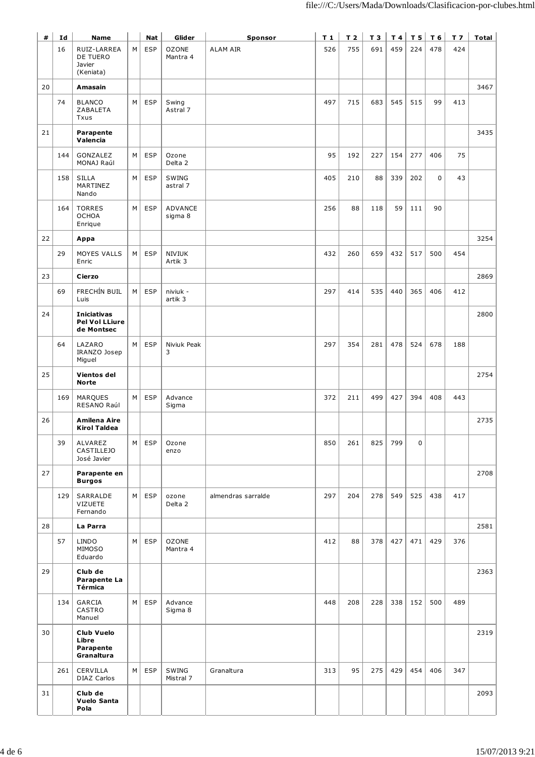| # | Id | Name | | Nat | Glider | Sponsor | T 1 | T 2 | T 3 | T 4 | T 5 | T 6 | T 7 | Total |
|---|---|---|---|---|---|---|---|---|---|---|---|---|---|---|
| | 16 | RUIZ-LARREA DE TUERO Javier (Keniata) | M | ESP | OZONE Mantra 4 | ALAM AIR | 526 | 755 | 691 | 459 | 224 | 478 | 424 | |
| 20 | | **Amasain** | | | | | | | | | | | | 3467 |
| | 74 | BLANCO ZABALETA Txus | M | ESP | Swing Astral 7 | | 497 | 715 | 683 | 545 | 515 | 99 | 413 | |
| 21 | | **Parapente Valencia** | | | | | | | | | | | | 3435 |
| | 144 | GONZALEZ MONAJ Raúl | M | ESP | Ozone Delta 2 | | 95 | 192 | 227 | 154 | 277 | 406 | 75 | |
| | 158 | SILLA MARTINEZ Nando | M | ESP | SWING astral 7 | | 405 | 210 | 88 | 339 | 202 | 0 | 43 | |
| | 164 | TORRES OCHOA Enrique | M | ESP | ADVANCE sigma 8 | | 256 | 88 | 118 | 59 | 111 | 90 | | |
| 22 | | **Appa** | | | | | | | | | | | | 3254 |
| | 29 | MOYES VALLS Enric | M | ESP | NIVIUK Artik 3 | | 432 | 260 | 659 | 432 | 517 | 500 | 454 | |
| 23 | | **Cierzo** | | | | | | | | | | | | 2869 |
| | 69 | FRECHÍN BUIL Luis | M | ESP | niviuk - artik 3 | | 297 | 414 | 535 | 440 | 365 | 406 | 412 | |
| 24 | | **Iniciativas Pel Vol LLiure de Montsec** | | | | | | | | | | | | 2800 |
| | 64 | LAZARO IRANZO Josep Miguel | M | ESP | Niviuk Peak 3 | | 297 | 354 | 281 | 478 | 524 | 678 | 188 | |
| 25 | | **Vientos del Norte** | | | | | | | | | | | | 2754 |
| | 169 | MARQUES RESANO Raúl | M | ESP | Advance Sigma | | 372 | 211 | 499 | 427 | 394 | 408 | 443 | |
| 26 | | **Amilena Aire Kirol Taldea** | | | | | | | | | | | | 2735 |
| | 39 | ALVAREZ CASTILLEJO José Javier | M | ESP | Ozone enzo | | 850 | 261 | 825 | 799 | 0 | | | |
| 27 | | **Parapente en Burgos** | | | | | | | | | | | | 2708 |
| | 129 | SARRALDE VIZUETE Fernando | M | ESP | ozone Delta 2 | almendras sarralde | 297 | 204 | 278 | 549 | 525 | 438 | 417 | |
| 28 | | **La Parra** | | | | | | | | | | | | 2581 |
| | 57 | LINDO MIMOSO Eduardo | M | ESP | OZONE Mantra 4 | | 412 | 88 | 378 | 427 | 471 | 429 | 376 | |
| 29 | | **Club de Parapente La Térmica** | | | | | | | | | | | | 2363 |
| | 134 | GARCIA CASTRO Manuel | M | ESP | Advance Sigma 8 | | 448 | 208 | 228 | 338 | 152 | 500 | 489 | |
| 30 | | **Club Vuelo Libre Parapente Granaltura** | | | | | | | | | | | | 2319 |
| | 261 | CERVILLA DIAZ Carlos | M | ESP | SWING Mistral 7 | Granaltura | 313 | 95 | 275 | 429 | 454 | 406 | 347 | |
| 31 | | **Club de Vuelo Santa Pola** | | | | | | | | | | | | 2093 |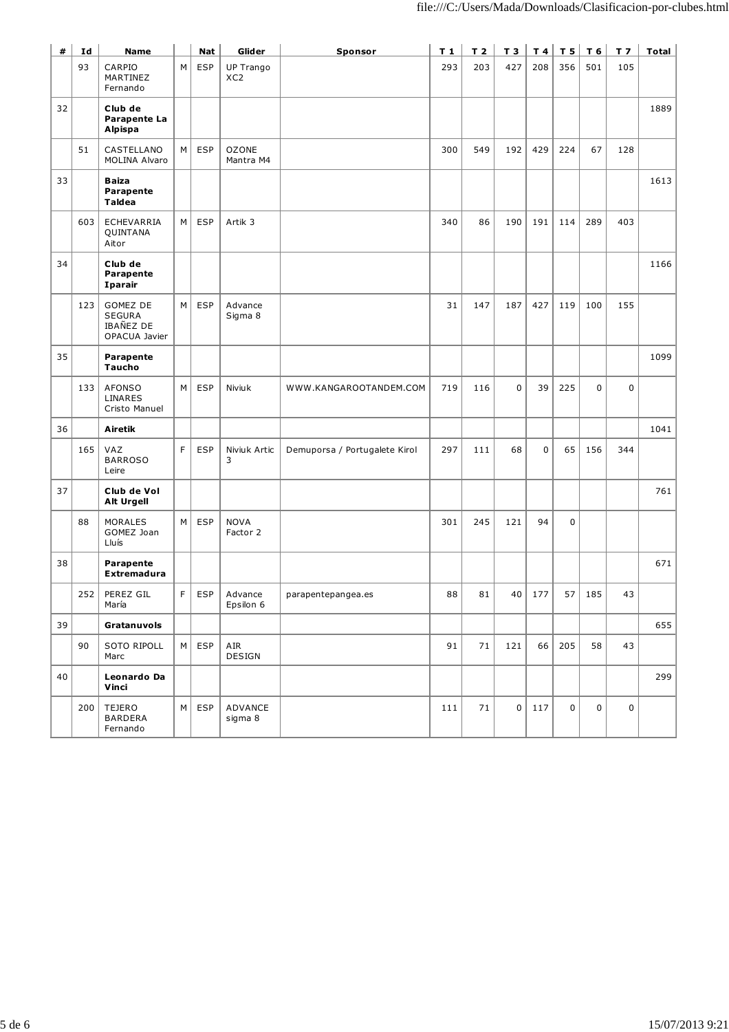| # | Id | Name | | Nat | Glider | Sponsor | T 1 | T 2 | T 3 | T 4 | T 5 | T 6 | T 7 | Total |
|---|---|---|---|---|---|---|---|---|---|---|---|---|---|---|
| | 93 | CARPIO MARTINEZ Fernando | M | ESP | UP Trango XC2 | | 293 | 203 | 427 | 208 | 356 | 501 | 105 | |
| 32 | | **Club de Parapente La Alpispa** | | | | | | | | | | | | 1889 |
| | 51 | CASTELLANO MOLINA Alvaro | M | ESP | OZONE Mantra M4 | | 300 | 549 | 192 | 429 | 224 | 67 | 128 | |
| 33 | | **Baiza Parapente Taldea** | | | | | | | | | | | | 1613 |
| | 603 | ECHEVARRIA QUINTANA Aitor | M | ESP | Artik 3 | | 340 | 86 | 190 | 191 | 114 | 289 | 403 | |
| 34 | | **Club de Parapente Iparair** | | | | | | | | | | | | 1166 |
| | 123 | GOMEZ DE SEGURA IBAÑEZ DE OPACUA Javier | M | ESP | Advance Sigma 8 | | 31 | 147 | 187 | 427 | 119 | 100 | 155 | |
| 35 | | **Parapente Taucho** | | | | | | | | | | | | 1099 |
| | 133 | AFONSO LINARES Cristo Manuel | M | ESP | Niviuk | WWW.KANGAROOTANDEM.COM | 719 | 116 | 0 | 39 | 225 | 0 | 0 | |
| 36 | | **Airetik** | | | | | | | | | | | | 1041 |
| | 165 | VAZ BARROSO Leire | F | ESP | Niviuk Artic 3 | Demuporsa / Portugalete Kirol | 297 | 111 | 68 | 0 | 65 | 156 | 344 | |
| 37 | | **Club de Vol Alt Urgell** | | | | | | | | | | | | 761 |
| | 88 | MORALES GOMEZ Joan Lluís | M | ESP | NOVA Factor 2 | | 301 | 245 | 121 | 94 | 0 | | | |
| 38 | | **Parapente Extremadura** | | | | | | | | | | | | 671 |
| | 252 | PEREZ GIL María | F | ESP | Advance Epsilon 6 | parapentepangea.es | 88 | 81 | 40 | 177 | 57 | 185 | 43 | |
| 39 | | **Gratanuvols** | | | | | | | | | | | | 655 |
| | 90 | SOTO RIPOLL Marc | M | ESP | AIR DESIGN | | 91 | 71 | 121 | 66 | 205 | 58 | 43 | |
| 40 | | **Leonardo Da Vinci** | | | | | | | | | | | | 299 |
| | 200 | TEJERO BARDERA Fernando | M | ESP | ADVANCE sigma 8 | | 111 | 71 | 0 | 117 | 0 | 0 | 0 | |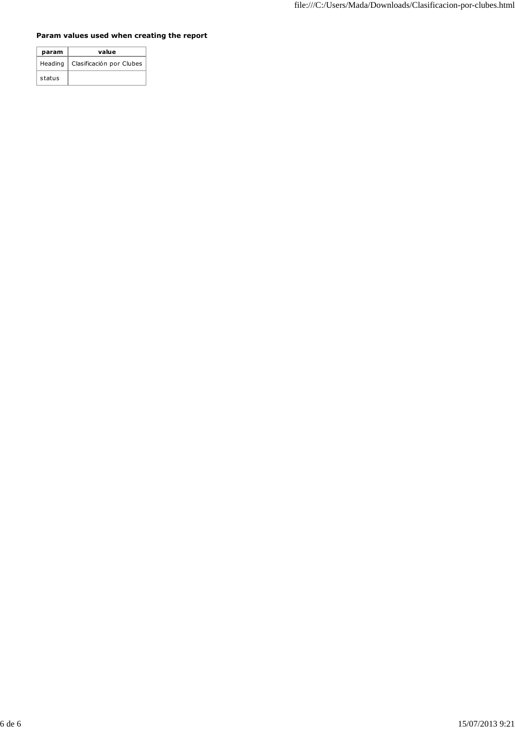**Param values used when creating the report**

| param | value |
| --- | --- |
| Heading | Clasificación por Clubes |
| status | |